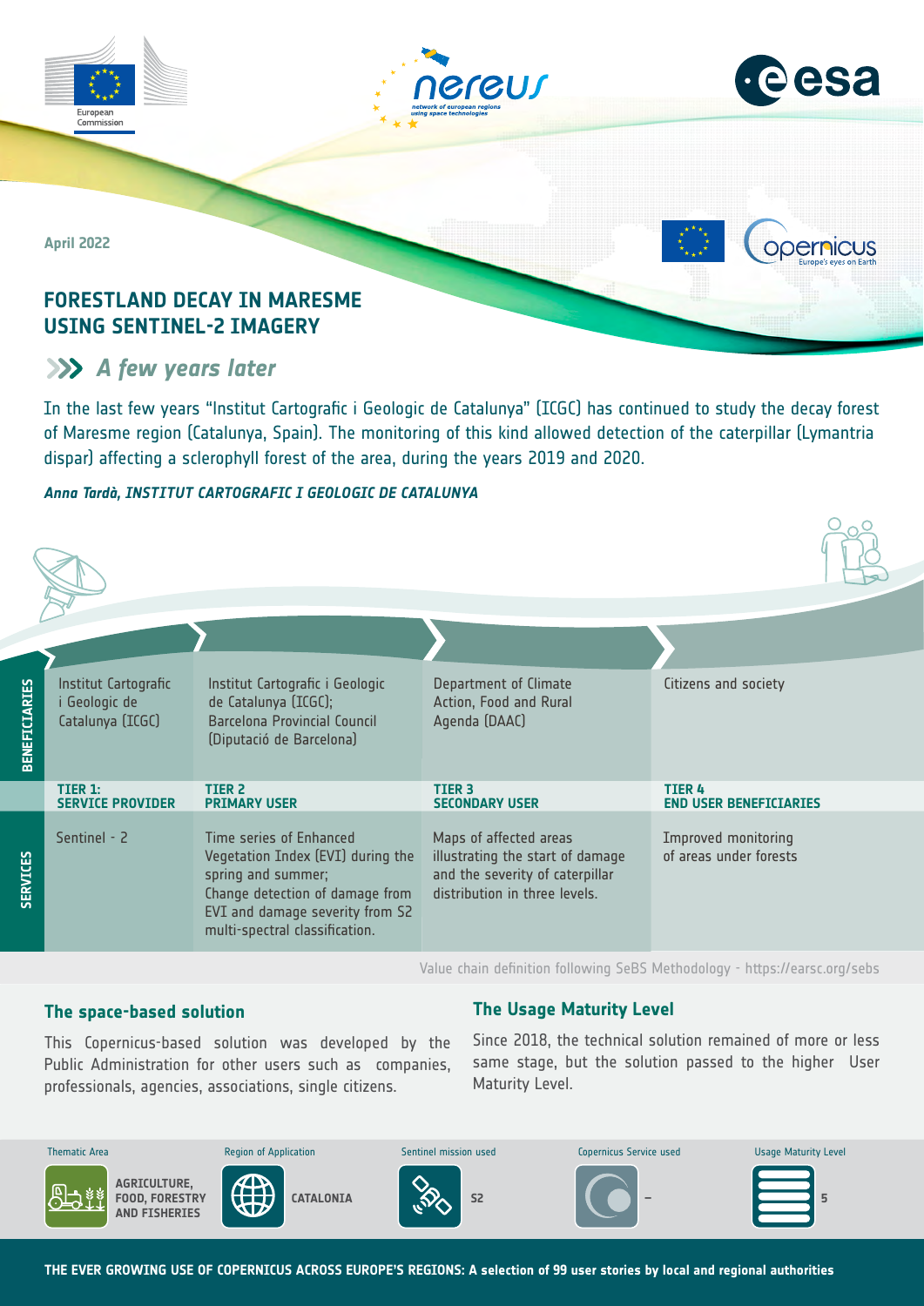April 2022

# FORESTLAND DECAY IN MARESME USING SENTINEL-2 IMAGERY

## A few years later

In the last few years "Institut Cartografic i Geologic de Catalunya" (ICGC) has continued to study the decay forest of Maresme region (Catalunya, Spain). The monitoring of this kind allowed detection of the caterpillar (Lymantria dispar) affecting a sclerophyll forest of the area, during the years 2019 and 2020.

*Anna Tardà, INSTITUT CARTOGRAFIC I GEOLOGIC DE CATALUNYA*

| | TIER 1: SERVICE PROVIDER | TIER 2 PRIMARY USER | TIER 3 SECONDARY USER | TIER 4 END USER BENEFICIARIES |
|---|---|---|---|---|
| BENEFICIARIES | Institut Cartografic i Geologic de Catalunya (ICGC) | Institut Cartografic i Geologic de Catalunya (ICGC); Barcelona Provincial Council (Diputació de Barcelona) | Department of Climate Action, Food and Rural Agenda (DAAC) | Citizens and society |
| SERVICES | Sentinel - 2 | Time series of Enhanced Vegetation Index (EVI) during the spring and summer; Change detection of damage from EVI and damage severity from S2 multi-spectral classification. | Maps of affected areas illustrating the start of damage and the severity of caterpillar distribution in three levels. | Improved monitoring of areas under forests |

Value chain definition following SeBS Methodology - https://earsc.org/sebs

### The space-based solution

This Copernicus-based solution was developed by the Public Administration for other users such as companies, professionals, agencies, associations, single citizens.

### The Usage Maturity Level

Since 2018, the technical solution remained of more or less same stage, but the solution passed to the higher User Maturity Level.

| Thematic Area | Region of Application | Sentinel mission used | Copernicus Service used | Usage Maturity Level |
|---|---|---|---|---|
| AGRICULTURE, FOOD, FORESTRY AND FISHERIES | CATALONIA | S2 | – | 5 |

THE EVER GROWING USE OF COPERNICUS ACROSS EUROPE'S REGIONS: A selection of 99 user stories by local and regional authorities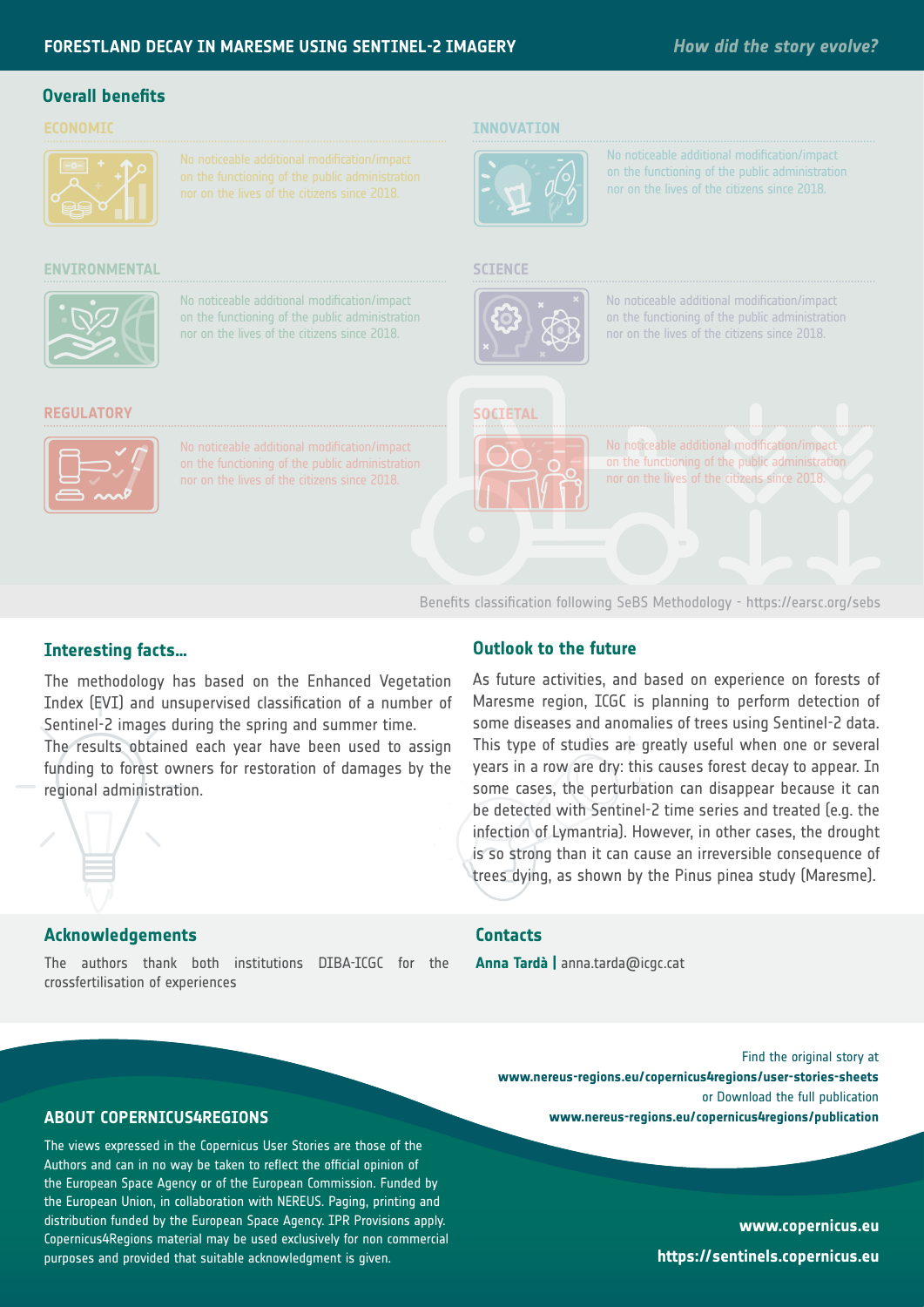## Overall benefits

### ECONOMIC

No noticeable additional modification/impact on the functioning of the public administration nor on the lives of the citizens since 2018.

### INNOVATION

No noticeable additional modification/impact on the functioning of the public administration nor on the lives of the citizens since 2018.

### ENVIRONMENTAL

No noticeable additional modification/impact on the functioning of the public administration nor on the lives of the citizens since 2018.

### SCIENCE

No noticeable additional modification/impact on the functioning of the public administration nor on the lives of the citizens since 2018.

### REGULATORY

No noticeable additional modification/impact on the functioning of the public administration nor on the lives of the citizens since 2018.

### SOCIETAL

No noticeable additional modification/impact on the functioning of the public administration nor on the lives of the citizens since 2018.

Benefits classification following SeBS Methodology - https://earsc.org/sebs

## Interesting facts...

The methodology has based on the Enhanced Vegetation Index (EVI) and unsupervised classification of a number of Sentinel-2 images during the spring and summer time.
The results obtained each year have been used to assign funding to forest owners for restoration of damages by the regional administration.

## Outlook to the future

As future activities, and based on experience on forests of Maresme region, ICGC is planning to perform detection of some diseases and anomalies of trees using Sentinel-2 data. This type of studies are greatly useful when one or several years in a row are dry: this causes forest decay to appear. In some cases, the perturbation can disappear because it can be detected with Sentinel-2 time series and treated (e.g. the infection of Lymantria). However, in other cases, the drought is so strong than it can cause an irreversible consequence of trees dying, as shown by the Pinus pinea study (Maresme).

## Acknowledgements

The authors thank both institutions DIBA-ICGC for the crossfertilisation of experiences

## Contacts

**Anna Tardà |** anna.tarda@icgc.cat

## ABOUT COPERNICUS4REGIONS

The views expressed in the Copernicus User Stories are those of the Authors and can in no way be taken to reflect the official opinion of the European Space Agency or of the European Commission. Funded by the European Union, in collaboration with NEREUS. Paging, printing and distribution funded by the European Space Agency. IPR Provisions apply. Copernicus4Regions material may be used exclusively for non commercial purposes and provided that suitable acknowledgment is given.

Find the original story at
**www.nereus-regions.eu/copernicus4regions/user-stories-sheets**
or Download the full publication
**www.nereus-regions.eu/copernicus4regions/publication**

**www.copernicus.eu**
**https://sentinels.copernicus.eu**